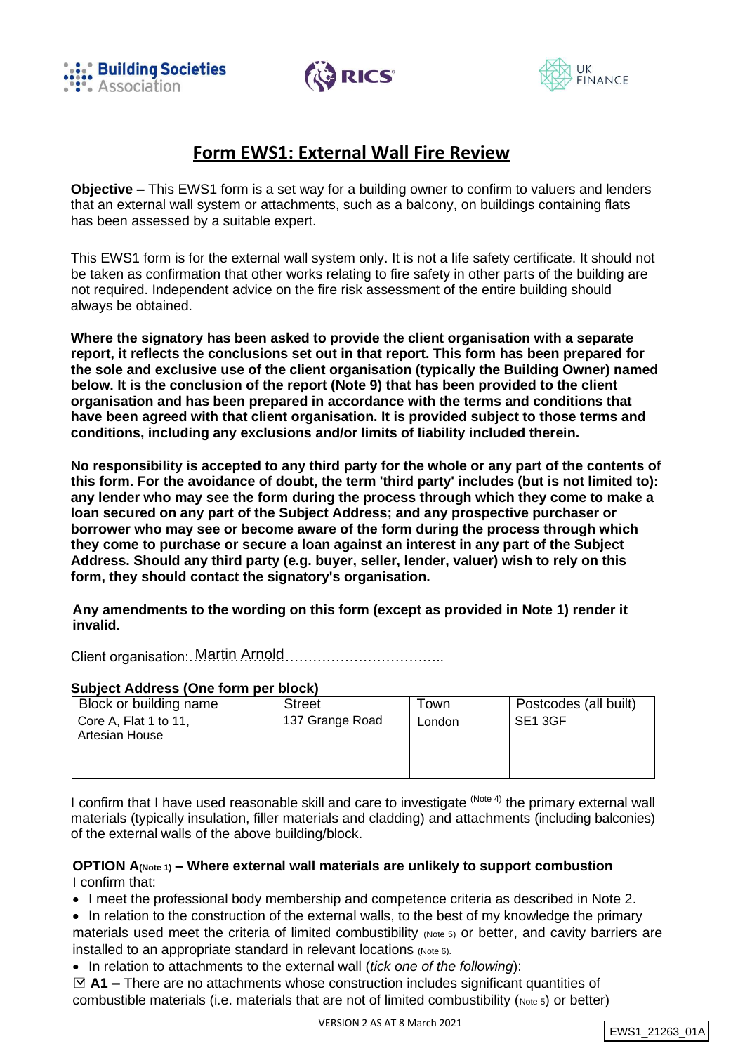Building Societies Association RICS UK FINANCE

# Form EWS1: External Wall Fire Review

**Objective –** This EWS1 form is a set way for a building owner to confirm to valuers and lenders that an external wall system or attachments, such as a balcony, on buildings containing flats has been assessed by a suitable expert.

This EWS1 form is for the external wall system only. It is not a life safety certificate. It should not be taken as confirmation that other works relating to fire safety in other parts of the building are not required. Independent advice on the fire risk assessment of the entire building should always be obtained.

**Where the signatory has been asked to provide the client organisation with a separate report, it reflects the conclusions set out in that report. This form has been prepared for the sole and exclusive use of the client organisation (typically the Building Owner) named below. It is the conclusion of the report (Note 9) that has been provided to the client organisation and has been prepared in accordance with the terms and conditions that have been agreed with that client organisation. It is provided subject to those terms and conditions, including any exclusions and/or limits of liability included therein.**

**No responsibility is accepted to any third party for the whole or any part of the contents of this form. For the avoidance of doubt, the term 'third party' includes (but is not limited to): any lender who may see the form during the process through which they come to make a loan secured on any part of the Subject Address; and any prospective purchaser or borrower who may see or become aware of the form during the process through which they come to purchase or secure a loan against an interest in any part of the Subject Address. Should any third party (e.g. buyer, seller, lender, valuer) wish to rely on this form, they should contact the signatory's organisation.**

**Any amendments to the wording on this form (except as provided in Note 1) render it invalid.**

Client organisation: Martin Arnold

**Subject Address (One form per block)**

| Block or building name | Street | Town | Postcodes (all built) |
|---|---|---|---|
| Core A, Flat 1 to 11, Artesian House | 137 Grange Road | London | SE1 3GF |

I confirm that I have used reasonable skill and care to investigate (Note 4) the primary external wall materials (typically insulation, filler materials and cladding) and attachments (including balconies) of the external walls of the above building/block.

**OPTION A (Note 1) – Where external wall materials are unlikely to support combustion**

I confirm that:

- I meet the professional body membership and competence criteria as described in Note 2.
- In relation to the construction of the external walls, to the best of my knowledge the primary materials used meet the criteria of limited combustibility (Note 5) or better, and cavity barriers are installed to an appropriate standard in relevant locations (Note 6).
- In relation to attachments to the external wall (*tick one of the following*):

☑ **A1 –** There are no attachments whose construction includes significant quantities of combustible materials (i.e. materials that are not of limited combustibility (Note 5) or better)

EWS1_21263_01A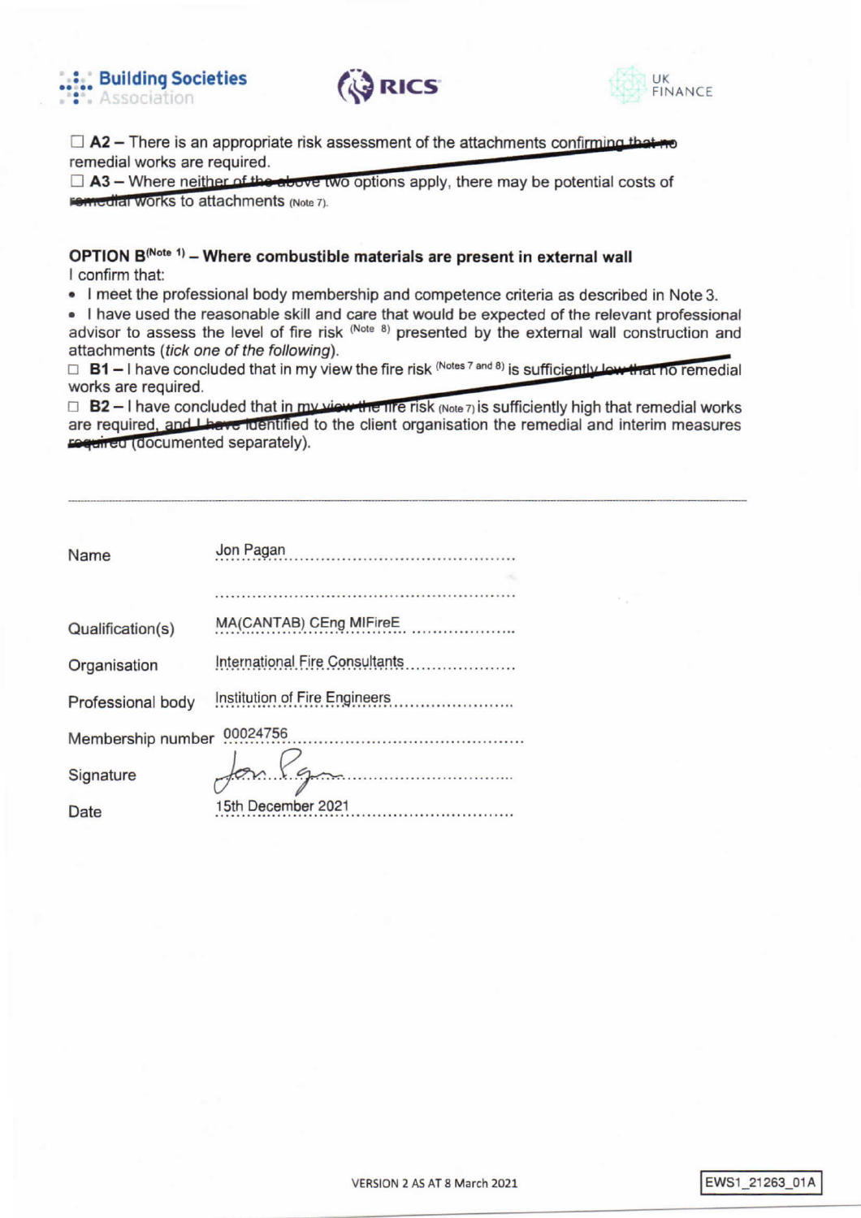☐ **A2 –** There is an appropriate risk assessment of the attachments confirming that no remedial works are required.
☐ **A3 –** Where neither of the above two options apply, there may be potential costs of remedial works to attachments (Note 7).

**OPTION B[Note 1] – Where combustible materials are present in external wall**

I confirm that:

- I meet the professional body membership and competence criteria as described in Note 3.
- I have used the reasonable skill and care that would be expected of the relevant professional advisor to assess the level of fire risk (Note 8) presented by the external wall construction and attachments (*tick one of the following*).

☐ **B1 –** I have concluded that in my view the fire risk (Notes 7 and 8) is sufficiently low that no remedial works are required.
☐ **B2 –** I have concluded that in my view the fire risk (Note 7) is sufficiently high that remedial works are required, and I have identified to the client organisation the remedial and interim measures required (documented separately).

---

| | |
|---|---|
| Name | Jon Pagan |
| | |
| Qualification(s) | MA(CANTAB) CEng MIFireE |
| Organisation | International Fire Consultants |
| Professional body | Institution of Fire Engineers |
| Membership number | 00024756 |
| Signature | Jon Pagan |
| Date | 15th December 2021 |

VERSION 2 AS AT 8 March 2021

EWS1_21263_01A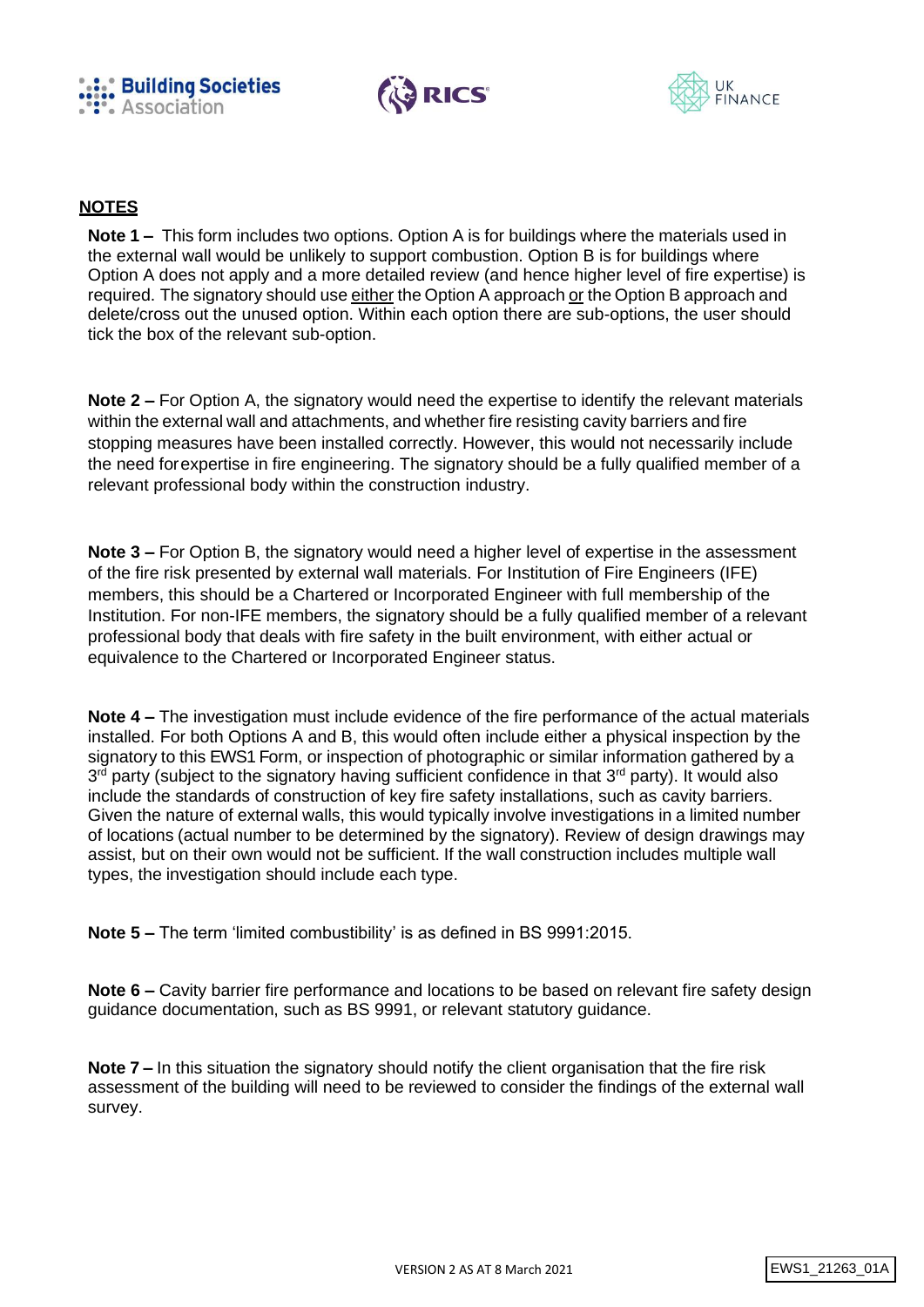## NOTES

**Note 1 –** This form includes two options. Option A is for buildings where the materials used in the external wall would be unlikely to support combustion. Option B is for buildings where Option A does not apply and a more detailed review (and hence higher level of fire expertise) is required. The signatory should use either the Option A approach or the Option B approach and delete/cross out the unused option. Within each option there are sub-options, the user should tick the box of the relevant sub-option.

**Note 2 –** For Option A, the signatory would need the expertise to identify the relevant materials within the external wall and attachments, and whether fire resisting cavity barriers and fire stopping measures have been installed correctly. However, this would not necessarily include the need for expertise in fire engineering. The signatory should be a fully qualified member of a relevant professional body within the construction industry.

**Note 3 –** For Option B, the signatory would need a higher level of expertise in the assessment of the fire risk presented by external wall materials. For Institution of Fire Engineers (IFE) members, this should be a Chartered or Incorporated Engineer with full membership of the Institution. For non-IFE members, the signatory should be a fully qualified member of a relevant professional body that deals with fire safety in the built environment, with either actual or equivalence to the Chartered or Incorporated Engineer status.

**Note 4 –** The investigation must include evidence of the fire performance of the actual materials installed. For both Options A and B, this would often include either a physical inspection by the signatory to this EWS1 Form, or inspection of photographic or similar information gathered by a 3rd party (subject to the signatory having sufficient confidence in that 3rd party). It would also include the standards of construction of key fire safety installations, such as cavity barriers. Given the nature of external walls, this would typically involve investigations in a limited number of locations (actual number to be determined by the signatory). Review of design drawings may assist, but on their own would not be sufficient. If the wall construction includes multiple wall types, the investigation should include each type.

**Note 5 –** The term 'limited combustibility' is as defined in BS 9991:2015.

**Note 6 –** Cavity barrier fire performance and locations to be based on relevant fire safety design guidance documentation, such as BS 9991, or relevant statutory guidance.

**Note 7 –** In this situation the signatory should notify the client organisation that the fire risk assessment of the building will need to be reviewed to consider the findings of the external wall survey.

VERSION 2 AS AT 8 March 2021

EWS1_21263_01A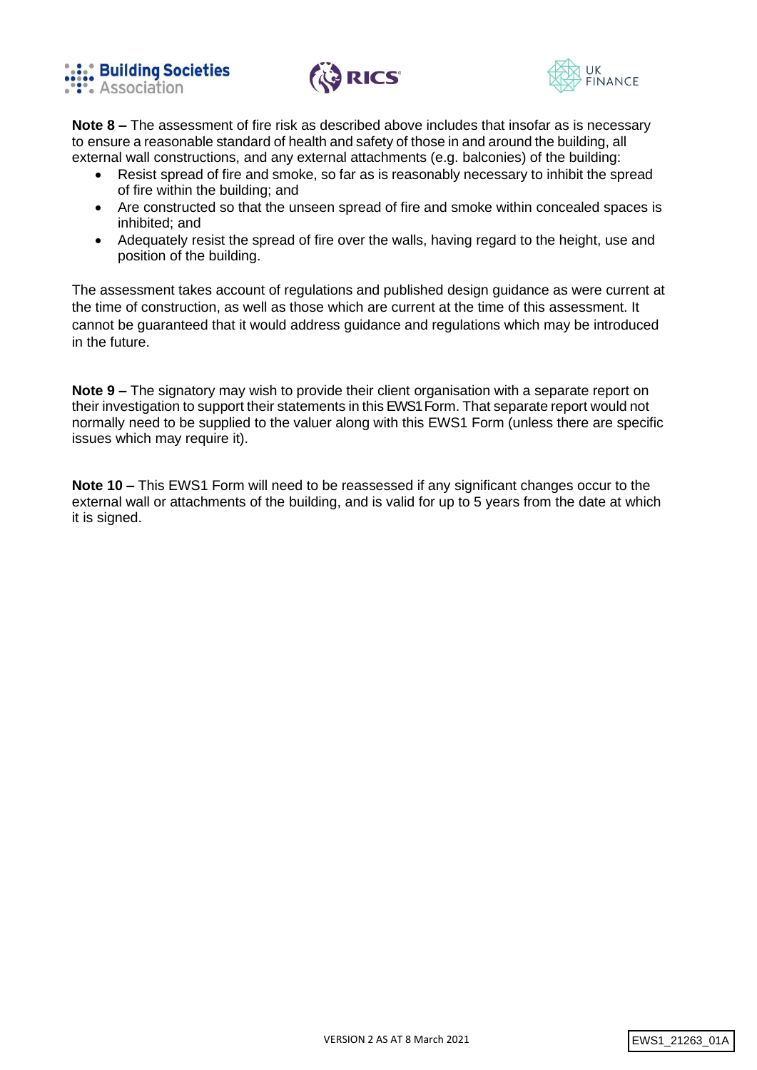**Note 8 –** The assessment of fire risk as described above includes that insofar as is necessary to ensure a reasonable standard of health and safety of those in and around the building, all external wall constructions, and any external attachments (e.g. balconies) of the building:

- Resist spread of fire and smoke, so far as is reasonably necessary to inhibit the spread of fire within the building; and
- Are constructed so that the unseen spread of fire and smoke within concealed spaces is inhibited; and
- Adequately resist the spread of fire over the walls, having regard to the height, use and position of the building.

The assessment takes account of regulations and published design guidance as were current at the time of construction, as well as those which are current at the time of this assessment. It cannot be guaranteed that it would address guidance and regulations which may be introduced in the future.

**Note 9 –** The signatory may wish to provide their client organisation with a separate report on their investigation to support their statements in this EWS1 Form. That separate report would not normally need to be supplied to the valuer along with this EWS1 Form (unless there are specific issues which may require it).

**Note 10 –** This EWS1 Form will need to be reassessed if any significant changes occur to the external wall or attachments of the building, and is valid for up to 5 years from the date at which it is signed.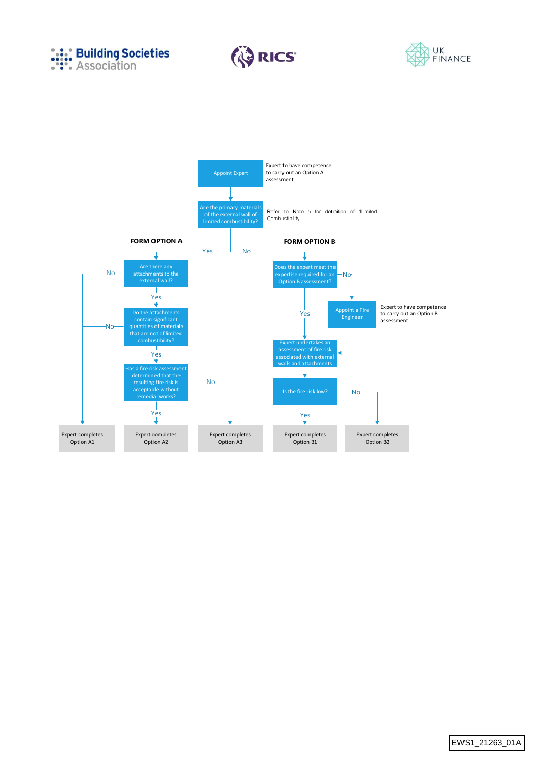Building Societies Association

RICS

UK FINANCE

Appoint Expert

Expert to have competence to carry out an Option A assessment

Are the primary materials of the external wall of limited combustibility?

Refer to Note 5 for definition of 'Limited Combustibility'.

**FORM OPTION A**

**FORM OPTION B**

Yes

No

Are there any attachments to the external wall?

No

Yes

Do the attachments contain significant quantities of materials that are not of limited combustibility?

No

Yes

Has a fire risk assessment determined that the resulting fire risk is acceptable without remedial works?

No

Yes

Does the expert meet the expertise required for an Option B assessment?

No

Appoint a Fire Engineer

Expert to have competence to carry out an Option B assessment

Yes

Expert undertakes an assessment of fire risk associated with external walls and attachments

Is the fire risk low?

No

Yes

Expert completes Option A1

Expert completes Option A2

Expert completes Option A3

Expert completes Option B1

Expert completes Option B2

EWS1_21263_01A